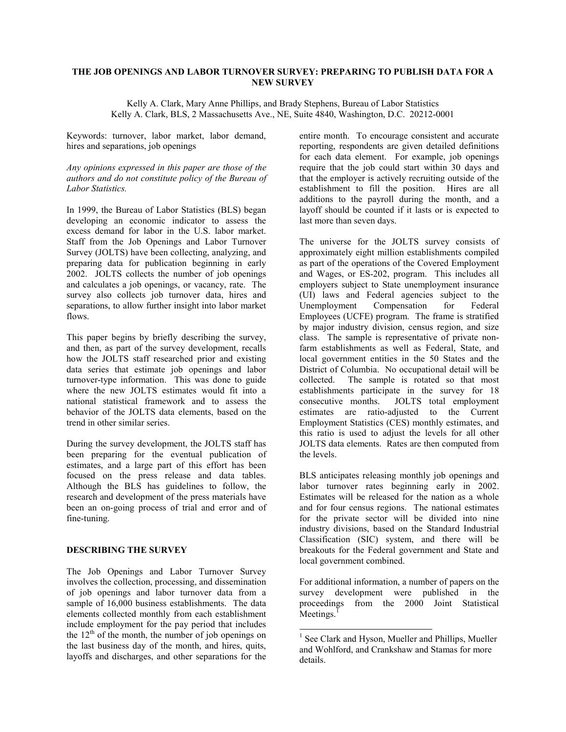# THE JOB OPENINGS AND LABOR TURNOVER SURVEY: PREPARING TO PUBLISH DATA FOR A NEW SURVEY

Kelly A. Clark, Mary Anne Phillips, and Brady Stephens, Bureau of Labor Statistics
Kelly A. Clark, BLS, 2 Massachusetts Ave., NE, Suite 4840, Washington, D.C. 20212-0001

Keywords: turnover, labor market, labor demand, hires and separations, job openings

*Any opinions expressed in this paper are those of the authors and do not constitute policy of the Bureau of Labor Statistics.*

In 1999, the Bureau of Labor Statistics (BLS) began developing an economic indicator to assess the excess demand for labor in the U.S. labor market. Staff from the Job Openings and Labor Turnover Survey (JOLTS) have been collecting, analyzing, and preparing data for publication beginning in early 2002. JOLTS collects the number of job openings and calculates a job openings, or vacancy, rate. The survey also collects job turnover data, hires and separations, to allow further insight into labor market flows.

This paper begins by briefly describing the survey, and then, as part of the survey development, recalls how the JOLTS staff researched prior and existing data series that estimate job openings and labor turnover-type information. This was done to guide where the new JOLTS estimates would fit into a national statistical framework and to assess the behavior of the JOLTS data elements, based on the trend in other similar series.

During the survey development, the JOLTS staff has been preparing for the eventual publication of estimates, and a large part of this effort has been focused on the press release and data tables. Although the BLS has guidelines to follow, the research and development of the press materials have been an on-going process of trial and error and of fine-tuning.

## DESCRIBING THE SURVEY

The Job Openings and Labor Turnover Survey involves the collection, processing, and dissemination of job openings and labor turnover data from a sample of 16,000 business establishments. The data elements collected monthly from each establishment include employment for the pay period that includes the 12th of the month, the number of job openings on the last business day of the month, and hires, quits, layoffs and discharges, and other separations for the entire month. To encourage consistent and accurate reporting, respondents are given detailed definitions for each data element. For example, job openings require that the job could start within 30 days and that the employer is actively recruiting outside of the establishment to fill the position. Hires are all additions to the payroll during the month, and a layoff should be counted if it lasts or is expected to last more than seven days.

The universe for the JOLTS survey consists of approximately eight million establishments compiled as part of the operations of the Covered Employment and Wages, or ES-202, program. This includes all employers subject to State unemployment insurance (UI) laws and Federal agencies subject to the Unemployment Compensation for Federal Employees (UCFE) program. The frame is stratified by major industry division, census region, and size class. The sample is representative of private non-farm establishments as well as Federal, State, and local government entities in the 50 States and the District of Columbia. No occupational detail will be collected. The sample is rotated so that most establishments participate in the survey for 18 consecutive months. JOLTS total employment estimates are ratio-adjusted to the Current Employment Statistics (CES) monthly estimates, and this ratio is used to adjust the levels for all other JOLTS data elements. Rates are then computed from the levels.

BLS anticipates releasing monthly job openings and labor turnover rates beginning early in 2002. Estimates will be released for the nation as a whole and for four census regions. The national estimates for the private sector will be divided into nine industry divisions, based on the Standard Industrial Classification (SIC) system, and there will be breakouts for the Federal government and State and local government combined.

For additional information, a number of papers on the survey development were published in the proceedings from the 2000 Joint Statistical Meetings.[1]

[1] See Clark and Hyson, Mueller and Phillips, Mueller and Wohlford, and Crankshaw and Stamas for more details.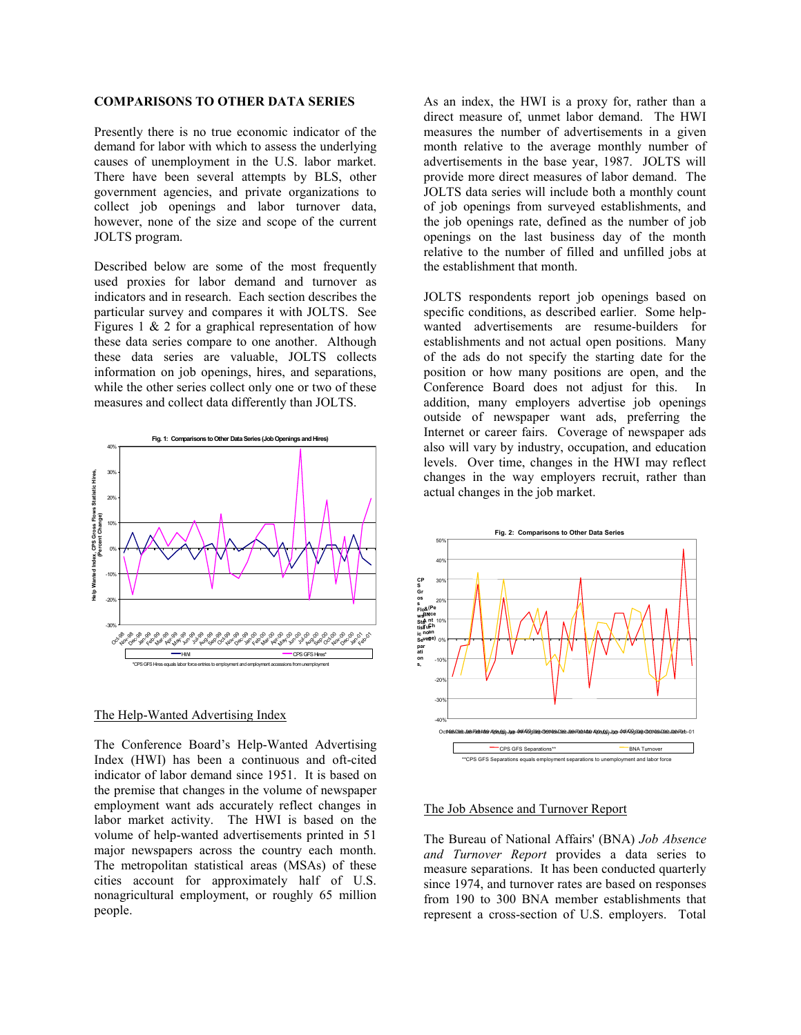**COMPARISONS TO OTHER DATA SERIES**

Presently there is no true economic indicator of the demand for labor with which to assess the underlying causes of unemployment in the U.S. labor market. There have been several attempts by BLS, other government agencies, and private organizations to collect job openings and labor turnover data, however, none of the size and scope of the current JOLTS program.

Described below are some of the most frequently used proxies for labor demand and turnover as indicators and in research. Each section describes the particular survey and compares it with JOLTS. See Figures 1 & 2 for a graphical representation of how these data series compare to one another. Although these data series are valuable, JOLTS collects information on job openings, hires, and separations, while the other series collect only one or two of these measures and collect data differently than JOLTS.

Fig. 1: Comparisons to Other Data Series (Job Openings and Hires)

*CPS GFS Hires equals labor force entries to employment and employment accessions from unemployment

## The Help-Wanted Advertising Index

The Conference Board's Help-Wanted Advertising Index (HWI) has been a continuous and oft-cited indicator of labor demand since 1951. It is based on the premise that changes in the volume of newspaper employment want ads accurately reflect changes in labor market activity. The HWI is based on the volume of help-wanted advertisements printed in 51 major newspapers across the country each month. The metropolitan statistical areas (MSAs) of these cities account for approximately half of U.S. nonagricultural employment, or roughly 65 million people.

As an index, the HWI is a proxy for, rather than a direct measure of, unmet labor demand. The HWI measures the number of advertisements in a given month relative to the average monthly number of advertisements in the base year, 1987. JOLTS will provide more direct measures of labor demand. The JOLTS data series will include both a monthly count of job openings from surveyed establishments, and the job openings rate, defined as the number of job openings on the last business day of the month relative to the number of filled and unfilled jobs at the establishment that month.

JOLTS respondents report job openings based on specific conditions, as described earlier. Some help-wanted advertisements are resume-builders for establishments and not actual open positions. Many of the ads do not specify the starting date for the position or how many positions are open, and the Conference Board does not adjust for this. In addition, many employers advertise job openings outside of newspaper want ads, preferring the Internet or career fairs. Coverage of newspaper ads also will vary by industry, occupation, and education levels. Over time, changes in the HWI may reflect changes in the way employers recruit, rather than actual changes in the job market.

Fig. 2: Comparisons to Other Data Series

**CPS GFS Separations equals employment separations to unemployment and labor force

## The Job Absence and Turnover Report

The Bureau of National Affairs' (BNA) *Job Absence and Turnover Report* provides a data series to measure separations. It has been conducted quarterly since 1974, and turnover rates are based on responses from 190 to 300 BNA member establishments that represent a cross-section of U.S. employers. Total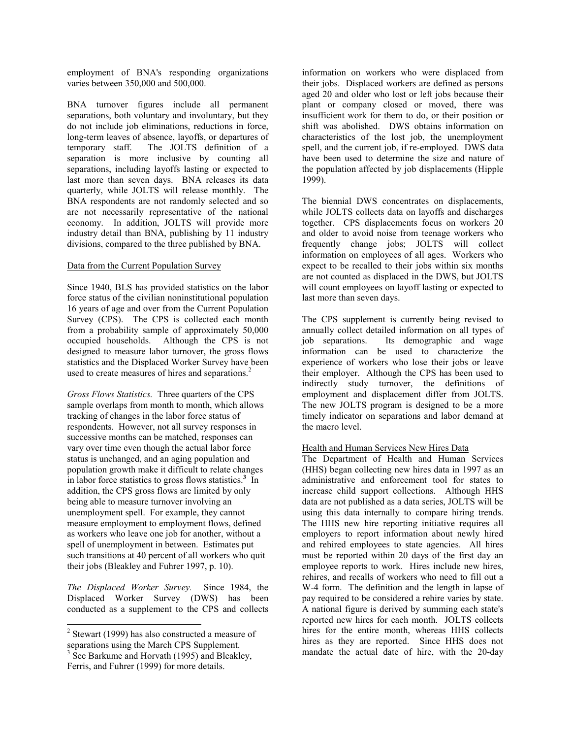employment of BNA's responding organizations varies between 350,000 and 500,000.

BNA turnover figures include all permanent separations, both voluntary and involuntary, but they do not include job eliminations, reductions in force, long-term leaves of absence, layoffs, or departures of temporary staff. The JOLTS definition of a separation is more inclusive by counting all separations, including layoffs lasting or expected to last more than seven days. BNA releases its data quarterly, while JOLTS will release monthly. The BNA respondents are not randomly selected and so are not necessarily representative of the national economy. In addition, JOLTS will provide more industry detail than BNA, publishing by 11 industry divisions, compared to the three published by BNA.

Data from the Current Population Survey

Since 1940, BLS has provided statistics on the labor force status of the civilian noninstitutional population 16 years of age and over from the Current Population Survey (CPS). The CPS is collected each month from a probability sample of approximately 50,000 occupied households. Although the CPS is not designed to measure labor turnover, the gross flows statistics and the Displaced Worker Survey have been used to create measures of hires and separations.[2]

*Gross Flows Statistics.* Three quarters of the CPS sample overlaps from month to month, which allows tracking of changes in the labor force status of respondents. However, not all survey responses in successive months can be matched, responses can vary over time even though the actual labor force status is unchanged, and an aging population and population growth make it difficult to relate changes in labor force statistics to gross flows statistics.[3] In addition, the CPS gross flows are limited by only being able to measure turnover involving an unemployment spell. For example, they cannot measure employment to employment flows, defined as workers who leave one job for another, without a spell of unemployment in between. Estimates put such transitions at 40 percent of all workers who quit their jobs (Bleakley and Fuhrer 1997, p. 10).

*The Displaced Worker Survey.* Since 1984, the Displaced Worker Survey (DWS) has been conducted as a supplement to the CPS and collects information on workers who were displaced from their jobs. Displaced workers are defined as persons aged 20 and older who lost or left jobs because their plant or company closed or moved, there was insufficient work for them to do, or their position or shift was abolished. DWS obtains information on characteristics of the lost job, the unemployment spell, and the current job, if re-employed. DWS data have been used to determine the size and nature of the population affected by job displacements (Hipple 1999).

The biennial DWS concentrates on displacements, while JOLTS collects data on layoffs and discharges together. CPS displacements focus on workers 20 and older to avoid noise from teenage workers who frequently change jobs; JOLTS will collect information on employees of all ages. Workers who expect to be recalled to their jobs within six months are not counted as displaced in the DWS, but JOLTS will count employees on layoff lasting or expected to last more than seven days.

The CPS supplement is currently being revised to annually collect detailed information on all types of job separations. Its demographic and wage information can be used to characterize the experience of workers who lose their jobs or leave their employer. Although the CPS has been used to indirectly study turnover, the definitions of employment and displacement differ from JOLTS. The new JOLTS program is designed to be a more timely indicator on separations and labor demand at the macro level.

Health and Human Services New Hires Data

The Department of Health and Human Services (HHS) began collecting new hires data in 1997 as an administrative and enforcement tool for states to increase child support collections. Although HHS data are not published as a data series, JOLTS will be using this data internally to compare hiring trends. The HHS new hire reporting initiative requires all employers to report information about newly hired and rehired employees to state agencies. All hires must be reported within 20 days of the first day an employee reports to work. Hires include new hires, rehires, and recalls of workers who need to fill out a W-4 form. The definition and the length in lapse of pay required to be considered a rehire varies by state. A national figure is derived by summing each state's reported new hires for each month. JOLTS collects hires for the entire month, whereas HHS collects hires as they are reported. Since HHS does not mandate the actual date of hire, with the 20-day

[2] Stewart (1999) has also constructed a measure of separations using the March CPS Supplement.

[3] See Barkume and Horvath (1995) and Bleakley, Ferris, and Fuhrer (1999) for more details.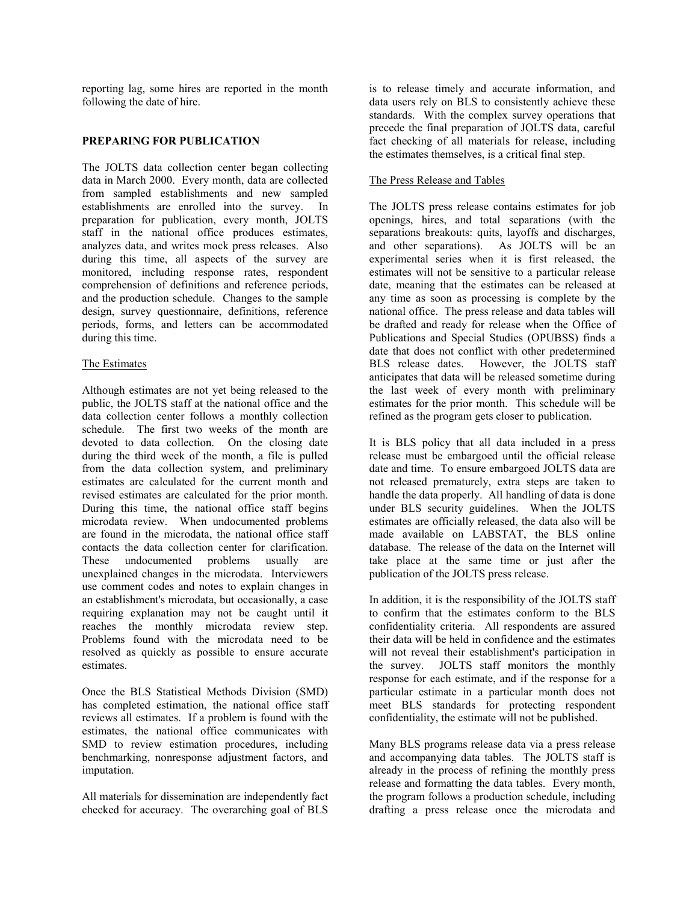reporting lag, some hires are reported in the month following the date of hire.

## PREPARING FOR PUBLICATION

The JOLTS data collection center began collecting data in March 2000. Every month, data are collected from sampled establishments and new sampled establishments are enrolled into the survey. In preparation for publication, every month, JOLTS staff in the national office produces estimates, analyzes data, and writes mock press releases. Also during this time, all aspects of the survey are monitored, including response rates, respondent comprehension of definitions and reference periods, and the production schedule. Changes to the sample design, survey questionnaire, definitions, reference periods, forms, and letters can be accommodated during this time.

### The Estimates

Although estimates are not yet being released to the public, the JOLTS staff at the national office and the data collection center follows a monthly collection schedule. The first two weeks of the month are devoted to data collection. On the closing date during the third week of the month, a file is pulled from the data collection system, and preliminary estimates are calculated for the current month and revised estimates are calculated for the prior month. During this time, the national office staff begins microdata review. When undocumented problems are found in the microdata, the national office staff contacts the data collection center for clarification. These undocumented problems usually are unexplained changes in the microdata. Interviewers use comment codes and notes to explain changes in an establishment's microdata, but occasionally, a case requiring explanation may not be caught until it reaches the monthly microdata review step. Problems found with the microdata need to be resolved as quickly as possible to ensure accurate estimates.

Once the BLS Statistical Methods Division (SMD) has completed estimation, the national office staff reviews all estimates. If a problem is found with the estimates, the national office communicates with SMD to review estimation procedures, including benchmarking, nonresponse adjustment factors, and imputation.

All materials for dissemination are independently fact checked for accuracy. The overarching goal of BLS is to release timely and accurate information, and data users rely on BLS to consistently achieve these standards. With the complex survey operations that precede the final preparation of JOLTS data, careful fact checking of all materials for release, including the estimates themselves, is a critical final step.

### The Press Release and Tables

The JOLTS press release contains estimates for job openings, hires, and total separations (with the separations breakouts: quits, layoffs and discharges, and other separations). As JOLTS will be an experimental series when it is first released, the estimates will not be sensitive to a particular release date, meaning that the estimates can be released at any time as soon as processing is complete by the national office. The press release and data tables will be drafted and ready for release when the Office of Publications and Special Studies (OPUBSS) finds a date that does not conflict with other predetermined BLS release dates. However, the JOLTS staff anticipates that data will be released sometime during the last week of every month with preliminary estimates for the prior month. This schedule will be refined as the program gets closer to publication.

It is BLS policy that all data included in a press release must be embargoed until the official release date and time. To ensure embargoed JOLTS data are not released prematurely, extra steps are taken to handle the data properly. All handling of data is done under BLS security guidelines. When the JOLTS estimates are officially released, the data also will be made available on LABSTAT, the BLS online database. The release of the data on the Internet will take place at the same time or just after the publication of the JOLTS press release.

In addition, it is the responsibility of the JOLTS staff to confirm that the estimates conform to the BLS confidentiality criteria. All respondents are assured their data will be held in confidence and the estimates will not reveal their establishment's participation in the survey. JOLTS staff monitors the monthly response for each estimate, and if the response for a particular estimate in a particular month does not meet BLS standards for protecting respondent confidentiality, the estimate will not be published.

Many BLS programs release data via a press release and accompanying data tables. The JOLTS staff is already in the process of refining the monthly press release and formatting the data tables. Every month, the program follows a production schedule, including drafting a press release once the microdata and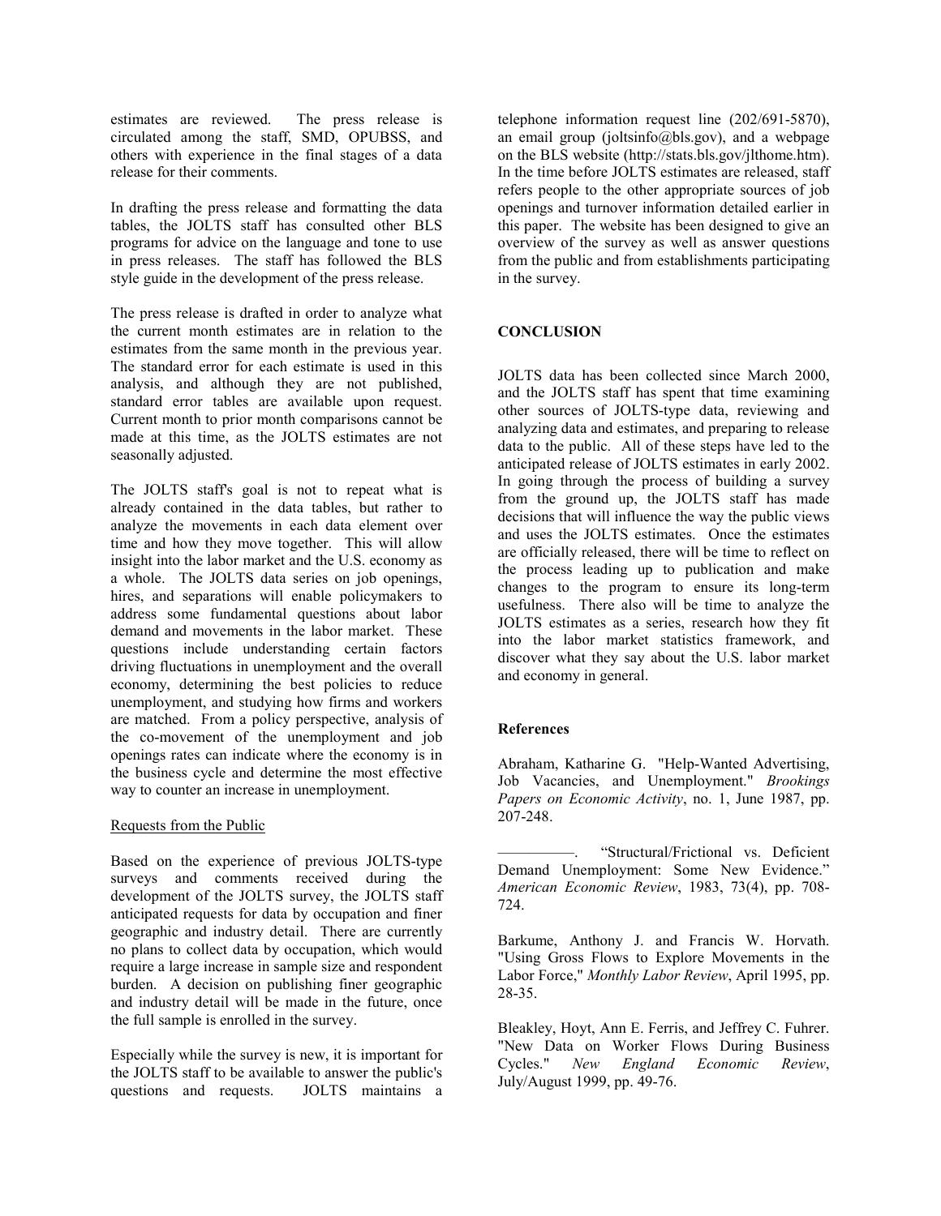estimates are reviewed. The press release is circulated among the staff, SMD, OPUBSS, and others with experience in the final stages of a data release for their comments.

In drafting the press release and formatting the data tables, the JOLTS staff has consulted other BLS programs for advice on the language and tone to use in press releases. The staff has followed the BLS style guide in the development of the press release.

The press release is drafted in order to analyze what the current month estimates are in relation to the estimates from the same month in the previous year. The standard error for each estimate is used in this analysis, and although they are not published, standard error tables are available upon request. Current month to prior month comparisons cannot be made at this time, as the JOLTS estimates are not seasonally adjusted.

The JOLTS staff's goal is not to repeat what is already contained in the data tables, but rather to analyze the movements in each data element over time and how they move together. This will allow insight into the labor market and the U.S. economy as a whole. The JOLTS data series on job openings, hires, and separations will enable policymakers to address some fundamental questions about labor demand and movements in the labor market. These questions include understanding certain factors driving fluctuations in unemployment and the overall economy, determining the best policies to reduce unemployment, and studying how firms and workers are matched. From a policy perspective, analysis of the co-movement of the unemployment and job openings rates can indicate where the economy is in the business cycle and determine the most effective way to counter an increase in unemployment.

Requests from the Public

Based on the experience of previous JOLTS-type surveys and comments received during the development of the JOLTS survey, the JOLTS staff anticipated requests for data by occupation and finer geographic and industry detail. There are currently no plans to collect data by occupation, which would require a large increase in sample size and respondent burden. A decision on publishing finer geographic and industry detail will be made in the future, once the full sample is enrolled in the survey.

Especially while the survey is new, it is important for the JOLTS staff to be available to answer the public's questions and requests. JOLTS maintains a telephone information request line (202/691-5870), an email group (joltsinfo@bls.gov), and a webpage on the BLS website (http://stats.bls.gov/jlthome.htm). In the time before JOLTS estimates are released, staff refers people to the other appropriate sources of job openings and turnover information detailed earlier in this paper. The website has been designed to give an overview of the survey as well as answer questions from the public and from establishments participating in the survey.

## CONCLUSION

JOLTS data has been collected since March 2000, and the JOLTS staff has spent that time examining other sources of JOLTS-type data, reviewing and analyzing data and estimates, and preparing to release data to the public. All of these steps have led to the anticipated release of JOLTS estimates in early 2002. In going through the process of building a survey from the ground up, the JOLTS staff has made decisions that will influence the way the public views and uses the JOLTS estimates. Once the estimates are officially released, there will be time to reflect on the process leading up to publication and make changes to the program to ensure its long-term usefulness. There also will be time to analyze the JOLTS estimates as a series, research how they fit into the labor market statistics framework, and discover what they say about the U.S. labor market and economy in general.

### References

Abraham, Katharine G. "Help-Wanted Advertising, Job Vacancies, and Unemployment." *Brookings Papers on Economic Activity*, no. 1, June 1987, pp. 207-248.

—————. "Structural/Frictional vs. Deficient Demand Unemployment: Some New Evidence." *American Economic Review*, 1983, 73(4), pp. 708-724.

Barkume, Anthony J. and Francis W. Horvath. "Using Gross Flows to Explore Movements in the Labor Force," *Monthly Labor Review*, April 1995, pp. 28-35.

Bleakley, Hoyt, Ann E. Ferris, and Jeffrey C. Fuhrer. "New Data on Worker Flows During Business Cycles." *New England Economic Review*, July/August 1999, pp. 49-76.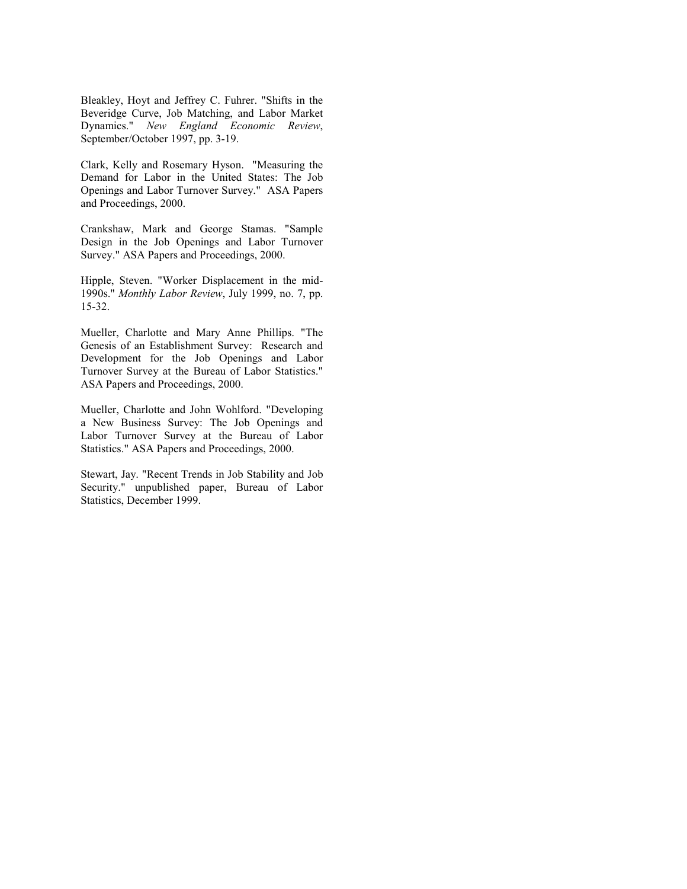Bleakley, Hoyt and Jeffrey C. Fuhrer. "Shifts in the Beveridge Curve, Job Matching, and Labor Market Dynamics." *New England Economic Review*, September/October 1997, pp. 3-19.

Clark, Kelly and Rosemary Hyson. "Measuring the Demand for Labor in the United States: The Job Openings and Labor Turnover Survey." ASA Papers and Proceedings, 2000.

Crankshaw, Mark and George Stamas. "Sample Design in the Job Openings and Labor Turnover Survey." ASA Papers and Proceedings, 2000.

Hipple, Steven. "Worker Displacement in the mid-1990s." *Monthly Labor Review*, July 1999, no. 7, pp. 15-32.

Mueller, Charlotte and Mary Anne Phillips. "The Genesis of an Establishment Survey: Research and Development for the Job Openings and Labor Turnover Survey at the Bureau of Labor Statistics." ASA Papers and Proceedings, 2000.

Mueller, Charlotte and John Wohlford. "Developing a New Business Survey: The Job Openings and Labor Turnover Survey at the Bureau of Labor Statistics." ASA Papers and Proceedings, 2000.

Stewart, Jay. "Recent Trends in Job Stability and Job Security." unpublished paper, Bureau of Labor Statistics, December 1999.